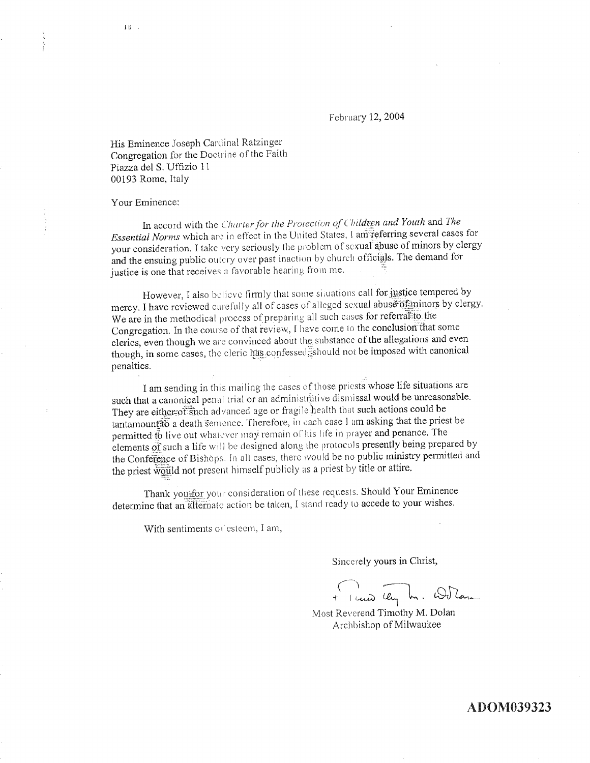February 12, 2004

His Eminence Joseph Cardinal Ratzinger
Congregation for the Doctrine of the Faith
Piazza del S. Uffizio 11
00193 Rome, Italy

Your Eminence:

In accord with the *Charter for the Protection of Children and Youth* and *The Essential Norms* which are in effect in the United States, I am referring several cases for your consideration. I take very seriously the problem of sexual abuse of minors by clergy and the ensuing public outcry over past inaction by church officials. The demand for justice is one that receives a favorable hearing from me.

However, I also believe firmly that some situations call for justice tempered by mercy. I have reviewed carefully all of cases of alleged sexual abuse of minors by clergy. We are in the methodical process of preparing all such cases for referral to the Congregation. In the course of that review, I have come to the conclusion that some clerics, even though we are convinced about the substance of the allegations and even though, in some cases, the cleric has confessed, should not be imposed with canonical penalties.

I am sending in this mailing the cases of those priests whose life situations are such that a canonical penal trial or an administrative dismissal would be unreasonable. They are either of such advanced age or fragile health that such actions could be tantamount to a death sentence. Therefore, in each case I am asking that the priest be permitted to live out whatever may remain of his life in prayer and penance. The elements of such a life will be designed along the protocols presently being prepared by the Conference of Bishops. In all cases, there would be no public ministry permitted and the priest would not present himself publicly as a priest by title or attire.

Thank you for your consideration of these requests. Should Your Eminence determine that an alternate action be taken, I stand ready to accede to your wishes.

With sentiments of esteem, I am,

Sincerely yours in Christ,

+ Timothy M. Dolan

Most Reverend Timothy M. Dolan
Archbishop of Milwaukee

**ADOM039323**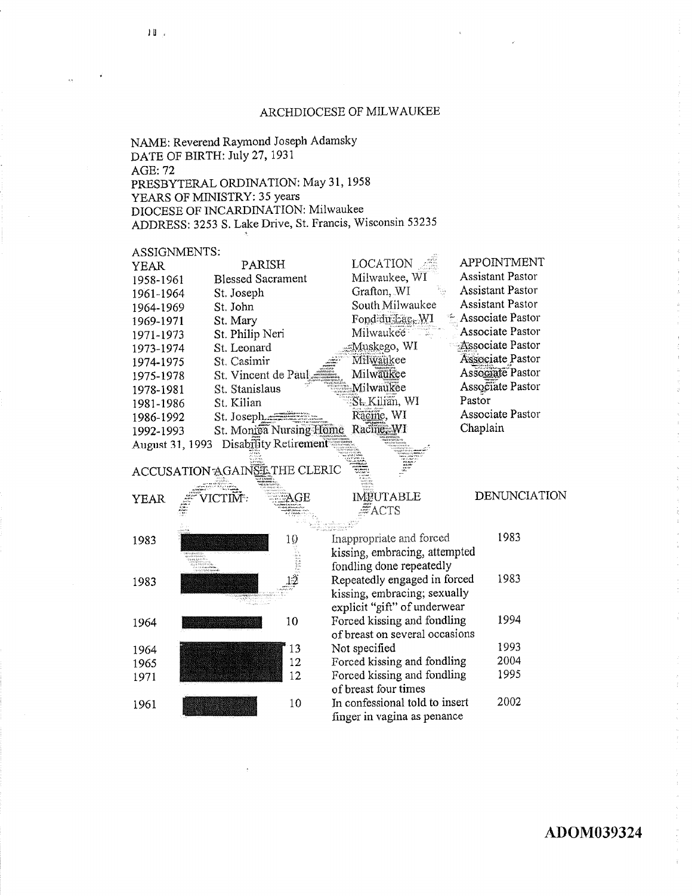ARCHDIOCESE OF MILWAUKEE

NAME: Reverend Raymond Joseph Adamsky
DATE OF BIRTH: July 27, 1931
AGE: 72
PRESBYTERAL ORDINATION: May 31, 1958
YEARS OF MINISTRY: 35 years
DIOCESE OF INCARDINATION: Milwaukee
ADDRESS: 3253 S. Lake Drive, St. Francis, Wisconsin 53235

ASSIGNMENTS:

| YEAR | PARISH | LOCATION | APPOINTMENT |
|---|---|---|---|
| 1958-1961 | Blessed Sacrament | Milwaukee, WI | Assistant Pastor |
| 1961-1964 | St. Joseph | Grafton, WI | Assistant Pastor |
| 1964-1969 | St. John | South Milwaukee | Assistant Pastor |
| 1969-1971 | St. Mary | Fond-du-Lac, WI | Associate Pastor |
| 1971-1973 | St. Philip Neri | Milwaukee | Associate Pastor |
| 1973-1974 | St. Leonard | Muskego, WI | Associate Pastor |
| 1974-1975 | St. Casimir | Milwaukee | Associate Pastor |
| 1975-1978 | St. Vincent de Paul | Milwaukee | Associate Pastor |
| 1978-1981 | St. Stanislaus | Milwaukee | Associate Pastor |
| 1981-1986 | St. Kilian | St. Kilian, WI | Pastor |
| 1986-1992 | St. Joseph | Racine, WI | Associate Pastor |
| 1992-1993 | St. Monica Nursing Home | Racine, WI | Chaplain |
| August 31, 1993 | Disability Retirement | | |

ACCUSATION AGAINST THE CLERIC

| YEAR | VICTIM | AGE | IMPUTABLE ACTS | DENUNCIATION |
|---|---|---|---|---|
| 1983 | [redacted] | 10 | Inappropriate and forced kissing, embracing, attempted fondling done repeatedly | 1983 |
| 1983 | [redacted] | 12 | Repeatedly engaged in forced kissing, embracing; sexually explicit "gift" of underwear | 1983 |
| 1964 | [redacted] | 10 | Forced kissing and fondling of breast on several occasions | 1994 |
| 1964 | [redacted] | 13 | Not specified | 1993 |
| 1965 | [redacted] | 12 | Forced kissing and fondling | 2004 |
| 1971 | [redacted] | 12 | Forced kissing and fondling of breast four times | 1995 |
| 1961 | [redacted] | 10 | In confessional told to insert finger in vagina as penance | 2002 |

**ADOM039324**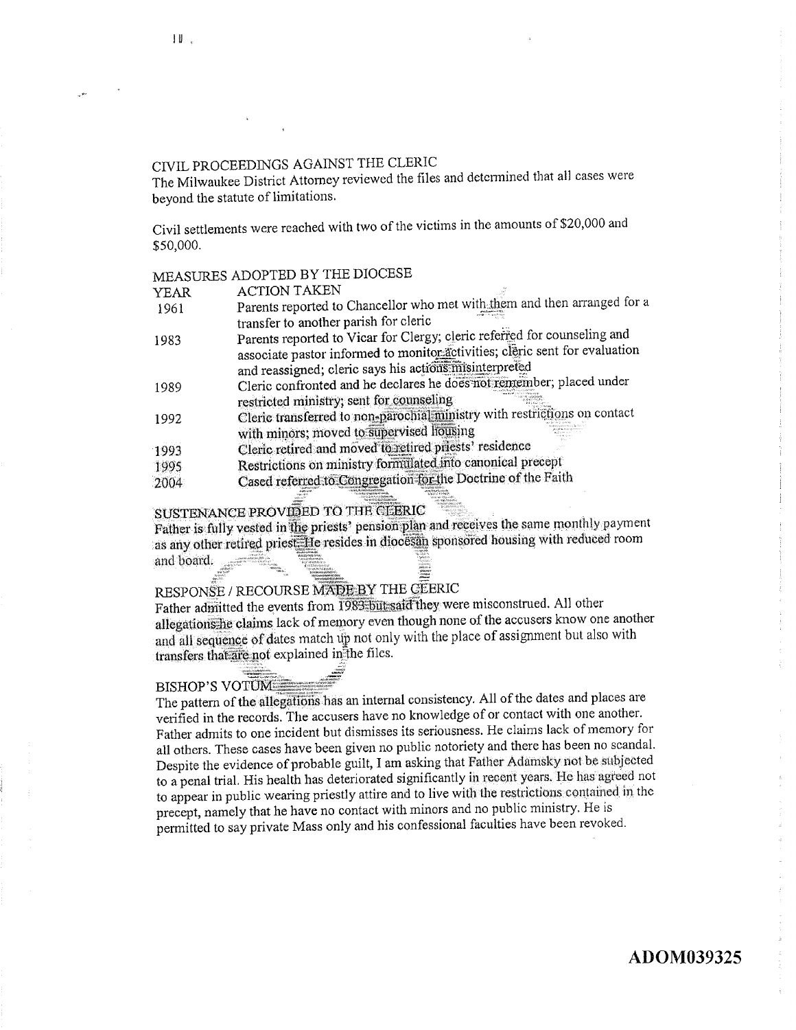## CIVIL PROCEEDINGS AGAINST THE CLERIC

The Milwaukee District Attorney reviewed the files and determined that all cases were beyond the statute of limitations.

Civil settlements were reached with two of the victims in the amounts of $20,000 and $50,000.

## MEASURES ADOPTED BY THE DIOCESE

| YEAR | ACTION TAKEN |
|---|---|
| 1961 | Parents reported to Chancellor who met with them and then arranged for a transfer to another parish for cleric |
| 1983 | Parents reported to Vicar for Clergy; cleric referred for counseling and associate pastor informed to monitor activities; cleric sent for evaluation and reassigned; cleric says his actions misinterpreted |
| 1989 | Cleric confronted and he declares he does not remember; placed under restricted ministry; sent for counseling |
| 1992 | Cleric transferred to non-parochial ministry with restrictions on contact with minors; moved to supervised housing |
| 1993 | Cleric retired and moved to retired priests' residence |
| 1995 | Restrictions on ministry formulated into canonical precept |
| 2004 | Cased referred to Congregation for the Doctrine of the Faith |

## SUSTENANCE PROVIDED TO THE CLERIC

Father is fully vested in the priests' pension plan and receives the same monthly payment as any other retired priest. He resides in diocesan sponsored housing with reduced room and board.

## RESPONSE / RECOURSE MADE BY THE CLERIC

Father admitted the events from 1983 but said they were misconstrued. All other allegations he claims lack of memory even though none of the accusers know one another and all sequence of dates match up not only with the place of assignment but also with transfers that are not explained in the files.

## BISHOP'S VOTUM

The pattern of the allegations has an internal consistency. All of the dates and places are verified in the records. The accusers have no knowledge of or contact with one another. Father admits to one incident but dismisses its seriousness. He claims lack of memory for all others. These cases have been given no public notoriety and there has been no scandal. Despite the evidence of probable guilt, I am asking that Father Adamsky not be subjected to a penal trial. His health has deteriorated significantly in recent years. He has agreed not to appear in public wearing priestly attire and to live with the restrictions contained in the precept, namely that he have no contact with minors and no public ministry. He is permitted to say private Mass only and his confessional faculties have been revoked.

**ADOM039325**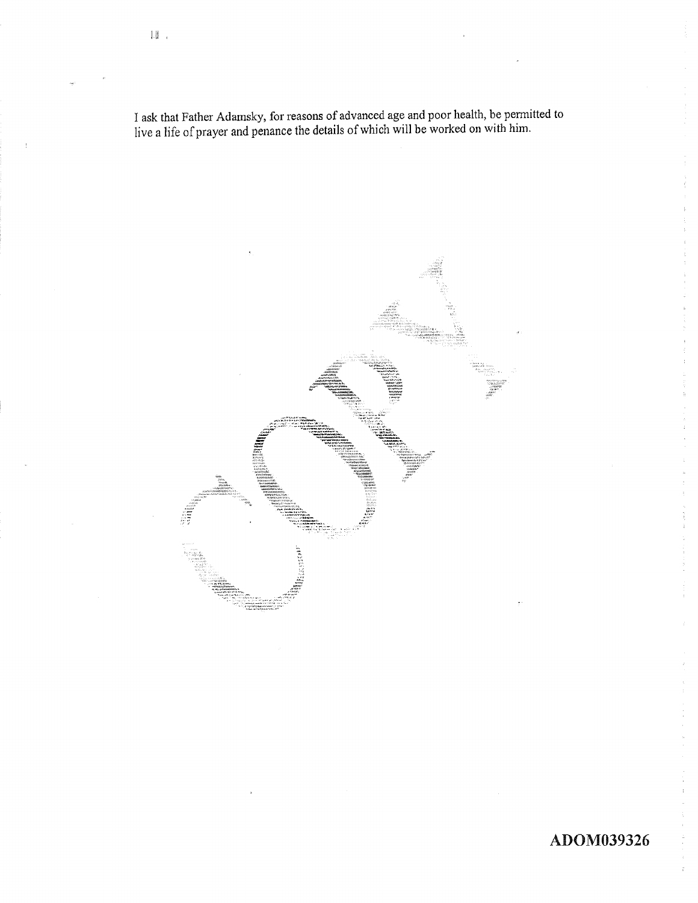I ask that Father Adamsky, for reasons of advanced age and poor health, be permitted to live a life of prayer and penance the details of which will be worked on with him.

COPY

ADOM039326